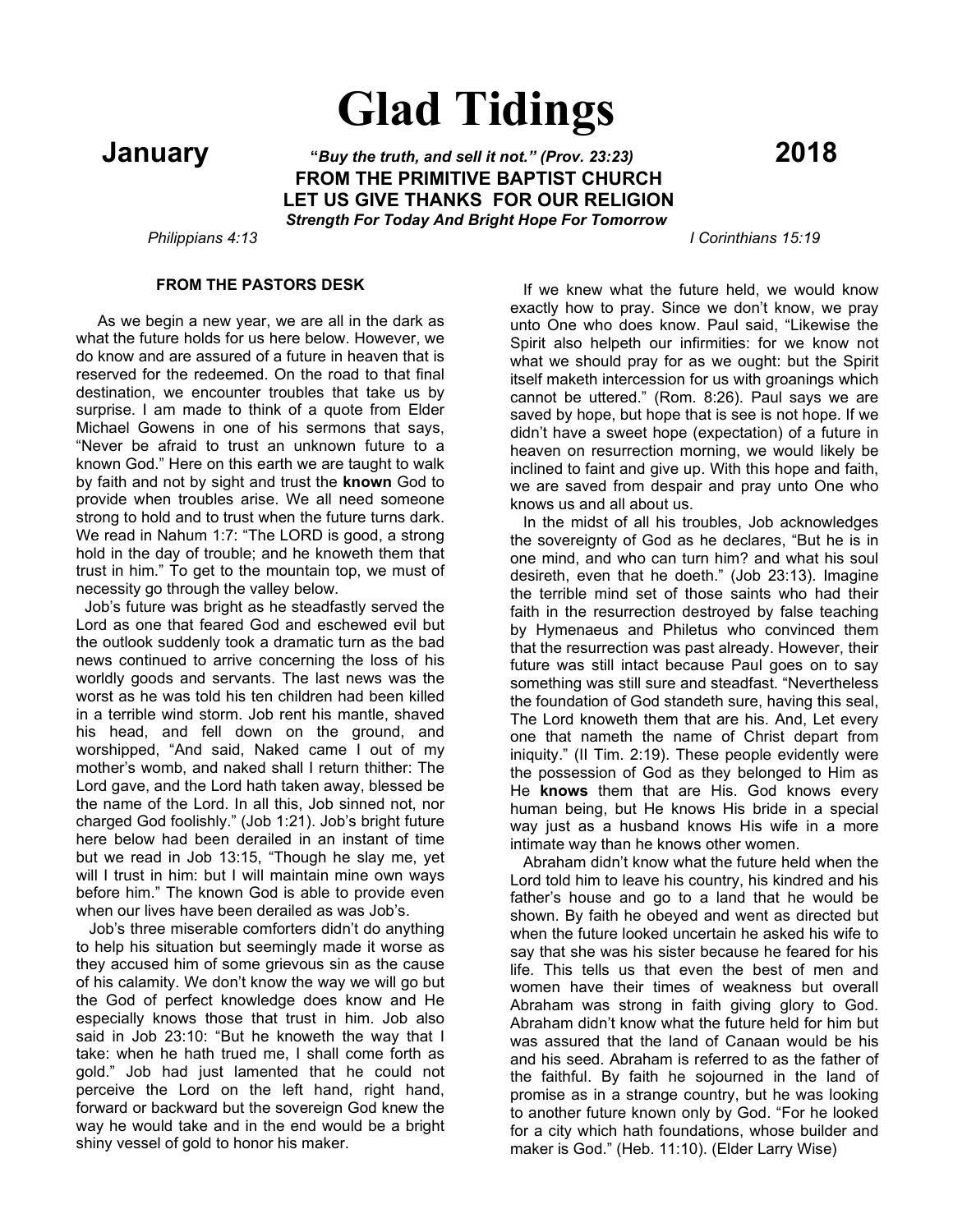# Glad Tidings

**January** *"Buy the truth, and sell it not." (Prov. 23:23)* **2018**

**FROM THE PRIMITIVE BAPTIST CHURCH**

**LET US GIVE THANKS FOR OUR RELIGION**

***Strength For Today And Bright Hope For Tomorrow***

*Philippians 4:13* *I Corinthians 15:19*

### FROM THE PASTORS DESK

As we begin a new year, we are all in the dark as what the future holds for us here below. However, we do know and are assured of a future in heaven that is reserved for the redeemed. On the road to that final destination, we encounter troubles that take us by surprise. I am made to think of a quote from Elder Michael Gowens in one of his sermons that says, "Never be afraid to trust an unknown future to a known God." Here on this earth we are taught to walk by faith and not by sight and trust the **known** God to provide when troubles arise. We all need someone strong to hold and to trust when the future turns dark. We read in Nahum 1:7: "The LORD is good, a strong hold in the day of trouble; and he knoweth them that trust in him." To get to the mountain top, we must of necessity go through the valley below.

Job's future was bright as he steadfastly served the Lord as one that feared God and eschewed evil but the outlook suddenly took a dramatic turn as the bad news continued to arrive concerning the loss of his worldly goods and servants. The last news was the worst as he was told his ten children had been killed in a terrible wind storm. Job rent his mantle, shaved his head, and fell down on the ground, and worshipped, "And said, Naked came I out of my mother's womb, and naked shall I return thither: The Lord gave, and the Lord hath taken away, blessed be the name of the Lord. In all this, Job sinned not, nor charged God foolishly." (Job 1:21). Job's bright future here below had been derailed in an instant of time but we read in Job 13:15, "Though he slay me, yet will I trust in him: but I will maintain mine own ways before him." The known God is able to provide even when our lives have been derailed as was Job's.

Job's three miserable comforters didn't do anything to help his situation but seemingly made it worse as they accused him of some grievous sin as the cause of his calamity. We don't know the way we will go but the God of perfect knowledge does know and He especially knows those that trust in him. Job also said in Job 23:10: "But he knoweth the way that I take: when he hath trued me, I shall come forth as gold." Job had just lamented that he could not perceive the Lord on the left hand, right hand, forward or backward but the sovereign God knew the way he would take and in the end would be a bright shiny vessel of gold to honor his maker.

If we knew what the future held, we would know exactly how to pray. Since we don't know, we pray unto One who does know. Paul said, "Likewise the Spirit also helpeth our infirmities: for we know not what we should pray for as we ought: but the Spirit itself maketh intercession for us with groanings which cannot be uttered." (Rom. 8:26). Paul says we are saved by hope, but hope that is see is not hope. If we didn't have a sweet hope (expectation) of a future in heaven on resurrection morning, we would likely be inclined to faint and give up. With this hope and faith, we are saved from despair and pray unto One who knows us and all about us.

In the midst of all his troubles, Job acknowledges the sovereignty of God as he declares, "But he is in one mind, and who can turn him? and what his soul desireth, even that he doeth." (Job 23:13). Imagine the terrible mind set of those saints who had their faith in the resurrection destroyed by false teaching by Hymenaeus and Philetus who convinced them that the resurrection was past already. However, their future was still intact because Paul goes on to say something was still sure and steadfast. "Nevertheless the foundation of God standeth sure, having this seal, The Lord knoweth them that are his. And, Let every one that nameth the name of Christ depart from iniquity." (II Tim. 2:19). These people evidently were the possession of God as they belonged to Him as He **knows** them that are His. God knows every human being, but He knows His bride in a special way just as a husband knows His wife in a more intimate way than he knows other women.

Abraham didn't know what the future held when the Lord told him to leave his country, his kindred and his father's house and go to a land that he would be shown. By faith he obeyed and went as directed but when the future looked uncertain he asked his wife to say that she was his sister because he feared for his life. This tells us that even the best of men and women have their times of weakness but overall Abraham was strong in faith giving glory to God. Abraham didn't know what the future held for him but was assured that the land of Canaan would be his and his seed. Abraham is referred to as the father of the faithful. By faith he sojourned in the land of promise as in a strange country, but he was looking to another future known only by God. "For he looked for a city which hath foundations, whose builder and maker is God." (Heb. 11:10). (Elder Larry Wise)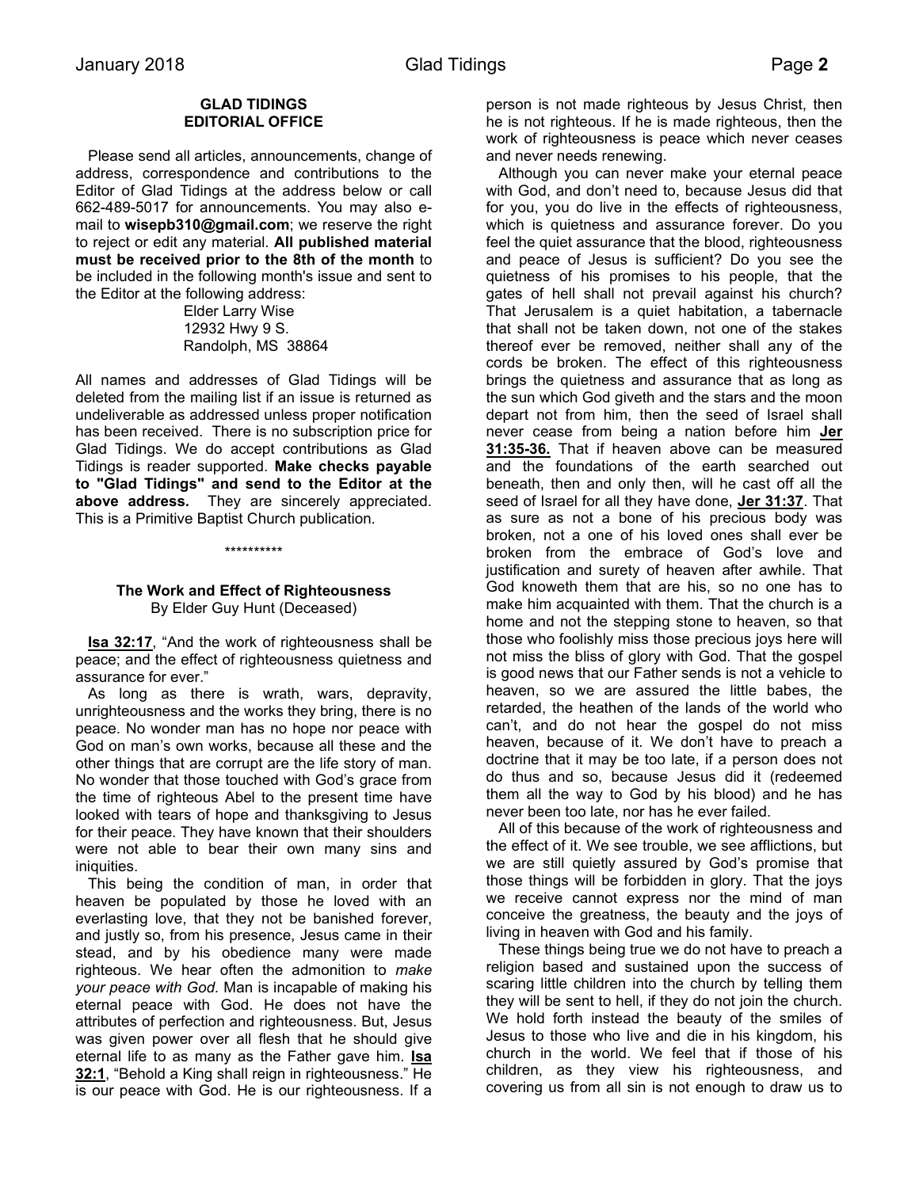## GLAD TIDINGS EDITORIAL OFFICE

Please send all articles, announcements, change of address, correspondence and contributions to the Editor of Glad Tidings at the address below or call 662-489-5017 for announcements. You may also e-mail to **wisepb310@gmail.com**; we reserve the right to reject or edit any material. **All published material must be received prior to the 8th of the month** to be included in the following month's issue and sent to the Editor at the following address:

Elder Larry Wise
12932 Hwy 9 S.
Randolph, MS 38864

All names and addresses of Glad Tidings will be deleted from the mailing list if an issue is returned as undeliverable as addressed unless proper notification has been received. There is no subscription price for Glad Tidings. We do accept contributions as Glad Tidings is reader supported. **Make checks payable to "Glad Tidings" and send to the Editor at the above address.** They are sincerely appreciated. This is a Primitive Baptist Church publication.

\*\*\*\*\*\*\*\*\*\*

## The Work and Effect of Righteousness

By Elder Guy Hunt (Deceased)

**Isa 32:17**, "And the work of righteousness shall be peace; and the effect of righteousness quietness and assurance for ever."

As long as there is wrath, wars, depravity, unrighteousness and the works they bring, there is no peace. No wonder man has no hope nor peace with God on man's own works, because all these and the other things that are corrupt are the life story of man. No wonder that those touched with God's grace from the time of righteous Abel to the present time have looked with tears of hope and thanksgiving to Jesus for their peace. They have known that their shoulders were not able to bear their own many sins and iniquities.

This being the condition of man, in order that heaven be populated by those he loved with an everlasting love, that they not be banished forever, and justly so, from his presence, Jesus came in their stead, and by his obedience many were made righteous. We hear often the admonition to *make your peace with God.* Man is incapable of making his eternal peace with God. He does not have the attributes of perfection and righteousness. But, Jesus was given power over all flesh that he should give eternal life to as many as the Father gave him. **Isa 32:1**, "Behold a King shall reign in righteousness." He is our peace with God. He is our righteousness. If a person is not made righteous by Jesus Christ, then he is not righteous. If he is made righteous, then the work of righteousness is peace which never ceases and never needs renewing.

Although you can never make your eternal peace with God, and don't need to, because Jesus did that for you, you do live in the effects of righteousness, which is quietness and assurance forever. Do you feel the quiet assurance that the blood, righteousness and peace of Jesus is sufficient? Do you see the quietness of his promises to his people, that the gates of hell shall not prevail against his church? That Jerusalem is a quiet habitation, a tabernacle that shall not be taken down, not one of the stakes thereof ever be removed, neither shall any of the cords be broken. The effect of this righteousness brings the quietness and assurance that as long as the sun which God giveth and the stars and the moon depart not from him, then the seed of Israel shall never cease from being a nation before him **Jer 31:35-36.** That if heaven above can be measured and the foundations of the earth searched out beneath, then and only then, will he cast off all the seed of Israel for all they have done, **Jer 31:37**. That as sure as not a bone of his precious body was broken, not a one of his loved ones shall ever be broken from the embrace of God's love and justification and surety of heaven after awhile. That God knoweth them that are his, so no one has to make him acquainted with them. That the church is a home and not the stepping stone to heaven, so that those who foolishly miss those precious joys here will not miss the bliss of glory with God. That the gospel is good news that our Father sends is not a vehicle to heaven, so we are assured the little babes, the retarded, the heathen of the lands of the world who can't, and do not hear the gospel do not miss heaven, because of it. We don't have to preach a doctrine that it may be too late, if a person does not do thus and so, because Jesus did it (redeemed them all the way to God by his blood) and he has never been too late, nor has he ever failed.

All of this because of the work of righteousness and the effect of it. We see trouble, we see afflictions, but we are still quietly assured by God's promise that those things will be forbidden in glory. That the joys we receive cannot express nor the mind of man conceive the greatness, the beauty and the joys of living in heaven with God and his family.

These things being true we do not have to preach a religion based and sustained upon the success of scaring little children into the church by telling them they will be sent to hell, if they do not join the church. We hold forth instead the beauty of the smiles of Jesus to those who live and die in his kingdom, his church in the world. We feel that if those of his children, as they view his righteousness, and covering us from all sin is not enough to draw us to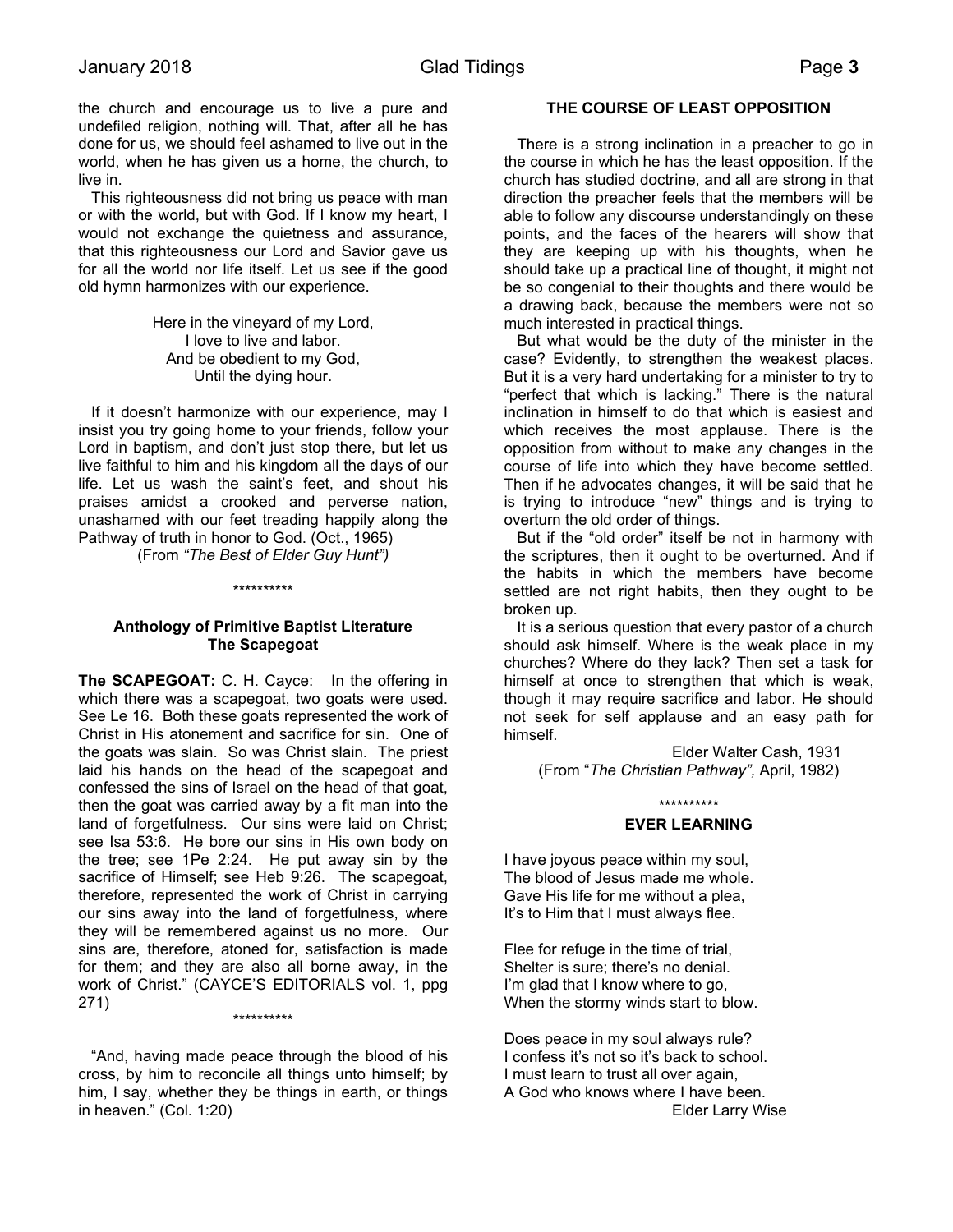the church and encourage us to live a pure and undefiled religion, nothing will. That, after all he has done for us, we should feel ashamed to live out in the world, when he has given us a home, the church, to live in.

This righteousness did not bring us peace with man or with the world, but with God. If I know my heart, I would not exchange the quietness and assurance, that this righteousness our Lord and Savior gave us for all the world nor life itself. Let us see if the good old hymn harmonizes with our experience.

Here in the vineyard of my Lord,
I love to live and labor.
And be obedient to my God,
Until the dying hour.

If it doesn't harmonize with our experience, may I insist you try going home to your friends, follow your Lord in baptism, and don't just stop there, but let us live faithful to him and his kingdom all the days of our life. Let us wash the saint's feet, and shout his praises amidst a crooked and perverse nation, unashamed with our feet treading happily along the Pathway of truth in honor to God. (Oct., 1965)

(From *"The Best of Elder Guy Hunt")*

\*\*\*\*\*\*\*\*\*\*

### Anthology of Primitive Baptist Literature
### The Scapegoat

**The SCAPEGOAT:** C. H. Cayce: In the offering in which there was a scapegoat, two goats were used. See Le 16. Both these goats represented the work of Christ in His atonement and sacrifice for sin. One of the goats was slain. So was Christ slain. The priest laid his hands on the head of the scapegoat and confessed the sins of Israel on the head of that goat, then the goat was carried away by a fit man into the land of forgetfulness. Our sins were laid on Christ; see Isa 53:6. He bore our sins in His own body on the tree; see 1Pe 2:24. He put away sin by the sacrifice of Himself; see Heb 9:26. The scapegoat, therefore, represented the work of Christ in carrying our sins away into the land of forgetfulness, where they will be remembered against us no more. Our sins are, therefore, atoned for, satisfaction is made for them; and they are also all borne away, in the work of Christ." (CAYCE'S EDITORIALS vol. 1, ppg 271)

\*\*\*\*\*\*\*\*\*\*

"And, having made peace through the blood of his cross, by him to reconcile all things unto himself; by him, I say, whether they be things in earth, or things in heaven." (Col. 1:20)

### THE COURSE OF LEAST OPPOSITION

There is a strong inclination in a preacher to go in the course in which he has the least opposition. If the church has studied doctrine, and all are strong in that direction the preacher feels that the members will be able to follow any discourse understandingly on these points, and the faces of the hearers will show that they are keeping up with his thoughts, when he should take up a practical line of thought, it might not be so congenial to their thoughts and there would be a drawing back, because the members were not so much interested in practical things.

But what would be the duty of the minister in the case? Evidently, to strengthen the weakest places. But it is a very hard undertaking for a minister to try to "perfect that which is lacking." There is the natural inclination in himself to do that which is easiest and which receives the most applause. There is the opposition from without to make any changes in the course of life into which they have become settled. Then if he advocates changes, it will be said that he is trying to introduce "new" things and is trying to overturn the old order of things.

But if the "old order" itself be not in harmony with the scriptures, then it ought to be overturned. And if the habits in which the members have become settled are not right habits, then they ought to be broken up.

It is a serious question that every pastor of a church should ask himself. Where is the weak place in my churches? Where do they lack? Then set a task for himself at once to strengthen that which is weak, though it may require sacrifice and labor. He should not seek for self applause and an easy path for himself.

Elder Walter Cash, 1931
(From "*The Christian Pathway",* April, 1982)

\*\*\*\*\*\*\*\*\*\*

### EVER LEARNING

I have joyous peace within my soul,
The blood of Jesus made me whole.
Gave His life for me without a plea,
It's to Him that I must always flee.

Flee for refuge in the time of trial,
Shelter is sure; there's no denial.
I'm glad that I know where to go,
When the stormy winds start to blow.

Does peace in my soul always rule?
I confess it's not so it's back to school.
I must learn to trust all over again,
A God who knows where I have been.

Elder Larry Wise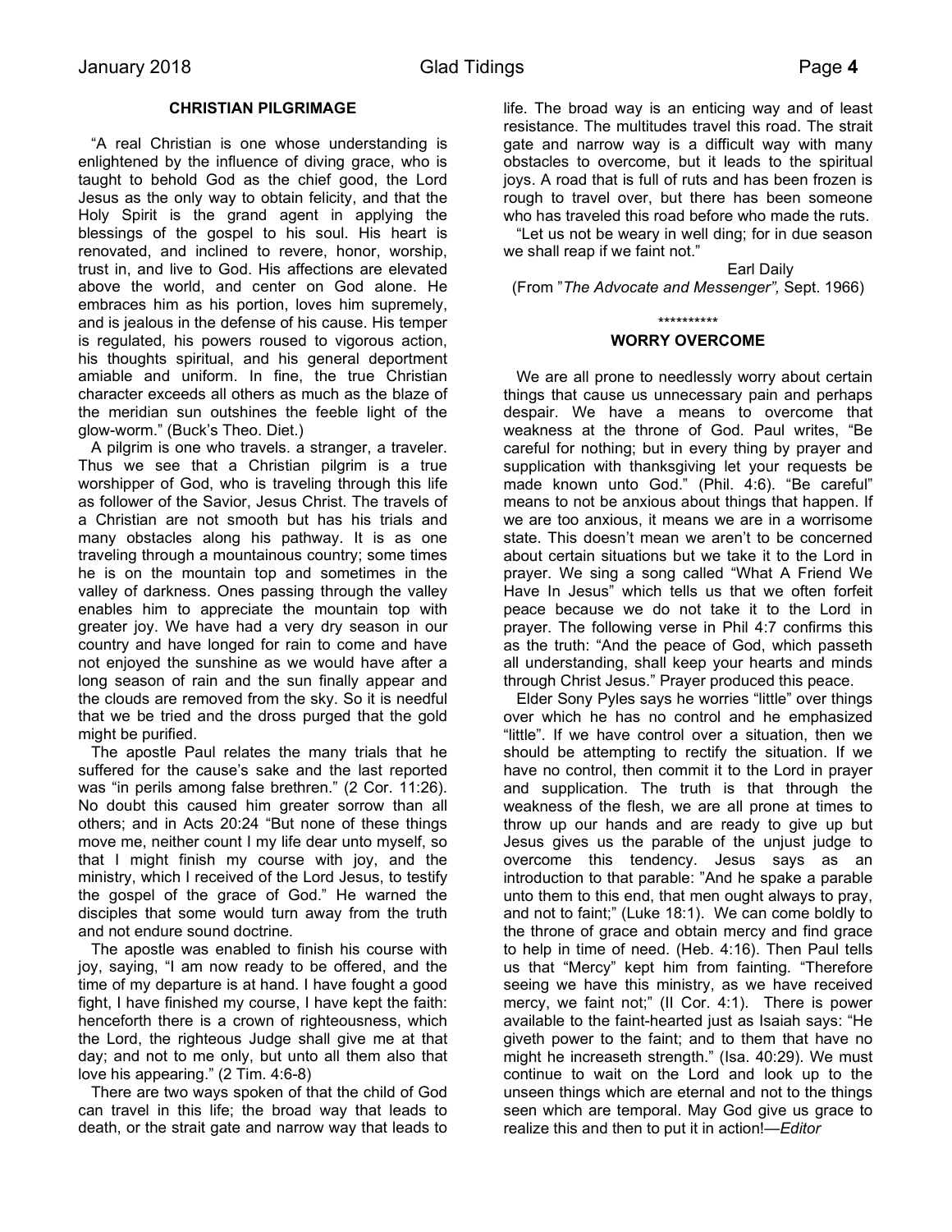## CHRISTIAN PILGRIMAGE

"A real Christian is one whose understanding is enlightened by the influence of diving grace, who is taught to behold God as the chief good, the Lord Jesus as the only way to obtain felicity, and that the Holy Spirit is the grand agent in applying the blessings of the gospel to his soul. His heart is renovated, and inclined to revere, honor, worship, trust in, and live to God. His affections are elevated above the world, and center on God alone. He embraces him as his portion, loves him supremely, and is jealous in the defense of his cause. His temper is regulated, his powers roused to vigorous action, his thoughts spiritual, and his general deportment amiable and uniform. In fine, the true Christian character exceeds all others as much as the blaze of the meridian sun outshines the feeble light of the glow-worm." (Buck's Theo. Diet.)

A pilgrim is one who travels. a stranger, a traveler. Thus we see that a Christian pilgrim is a true worshipper of God, who is traveling through this life as follower of the Savior, Jesus Christ. The travels of a Christian are not smooth but has his trials and many obstacles along his pathway. It is as one traveling through a mountainous country; some times he is on the mountain top and sometimes in the valley of darkness. Ones passing through the valley enables him to appreciate the mountain top with greater joy. We have had a very dry season in our country and have longed for rain to come and have not enjoyed the sunshine as we would have after a long season of rain and the sun finally appear and the clouds are removed from the sky. So it is needful that we be tried and the dross purged that the gold might be purified.

The apostle Paul relates the many trials that he suffered for the cause's sake and the last reported was "in perils among false brethren." (2 Cor. 11:26). No doubt this caused him greater sorrow than all others; and in Acts 20:24 "But none of these things move me, neither count I my life dear unto myself, so that I might finish my course with joy, and the ministry, which I received of the Lord Jesus, to testify the gospel of the grace of God." He warned the disciples that some would turn away from the truth and not endure sound doctrine.

The apostle was enabled to finish his course with joy, saying, "I am now ready to be offered, and the time of my departure is at hand. I have fought a good fight, I have finished my course, I have kept the faith: henceforth there is a crown of righteousness, which the Lord, the righteous Judge shall give me at that day; and not to me only, but unto all them also that love his appearing." (2 Tim. 4:6-8)

There are two ways spoken of that the child of God can travel in this life; the broad way that leads to death, or the strait gate and narrow way that leads to life. The broad way is an enticing way and of least resistance. The multitudes travel this road. The strait gate and narrow way is a difficult way with many obstacles to overcome, but it leads to the spiritual joys. A road that is full of ruts and has been frozen is rough to travel over, but there has been someone who has traveled this road before who made the ruts.

"Let us not be weary in well ding; for in due season we shall reap if we faint not."

Earl Daily
(From "*The Advocate and Messenger",* Sept. 1966)

**********

## WORRY OVERCOME

We are all prone to needlessly worry about certain things that cause us unnecessary pain and perhaps despair. We have a means to overcome that weakness at the throne of God. Paul writes, "Be careful for nothing; but in every thing by prayer and supplication with thanksgiving let your requests be made known unto God." (Phil. 4:6). "Be careful" means to not be anxious about things that happen. If we are too anxious, it means we are in a worrisome state. This doesn't mean we aren't to be concerned about certain situations but we take it to the Lord in prayer. We sing a song called "What A Friend We Have In Jesus" which tells us that we often forfeit peace because we do not take it to the Lord in prayer. The following verse in Phil 4:7 confirms this as the truth: "And the peace of God, which passeth all understanding, shall keep your hearts and minds through Christ Jesus." Prayer produced this peace.

Elder Sony Pyles says he worries "little" over things over which he has no control and he emphasized "little". If we have control over a situation, then we should be attempting to rectify the situation. If we have no control, then commit it to the Lord in prayer and supplication. The truth is that through the weakness of the flesh, we are all prone at times to throw up our hands and are ready to give up but Jesus gives us the parable of the unjust judge to overcome this tendency. Jesus says as an introduction to that parable: "And he spake a parable unto them to this end, that men ought always to pray, and not to faint;" (Luke 18:1). We can come boldly to the throne of grace and obtain mercy and find grace to help in time of need. (Heb. 4:16). Then Paul tells us that "Mercy" kept him from fainting. "Therefore seeing we have this ministry, as we have received mercy, we faint not;" (II Cor. 4:1). There is power available to the faint-hearted just as Isaiah says: "He giveth power to the faint; and to them that have no might he increaseth strength." (Isa. 40:29). We must continue to wait on the Lord and look up to the unseen things which are eternal and not to the things seen which are temporal. May God give us grace to realize this and then to put it in action!—*Editor*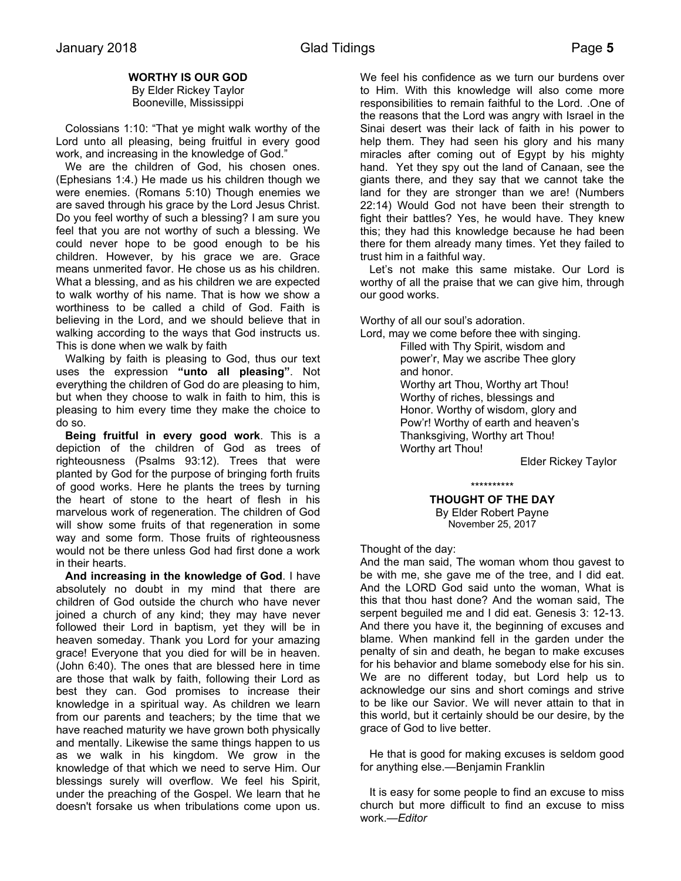### WORTHY IS OUR GOD

By Elder Rickey Taylor
Booneville, Mississippi

Colossians 1:10: "That ye might walk worthy of the Lord unto all pleasing, being fruitful in every good work, and increasing in the knowledge of God."

We are the children of God, his chosen ones. (Ephesians 1:4.) He made us his children though we were enemies. (Romans 5:10) Though enemies we are saved through his grace by the Lord Jesus Christ. Do you feel worthy of such a blessing? I am sure you feel that you are not worthy of such a blessing. We could never hope to be good enough to be his children. However, by his grace we are. Grace means unmerited favor. He chose us as his children. What a blessing, and as his children we are expected to walk worthy of his name. That is how we show a worthiness to be called a child of God. Faith is believing in the Lord, and we should believe that in walking according to the ways that God instructs us. This is done when we walk by faith

Walking by faith is pleasing to God, thus our text uses the expression **"unto all pleasing"**. Not everything the children of God do are pleasing to him, but when they choose to walk in faith to him, this is pleasing to him every time they make the choice to do so.

**Being fruitful in every good work**. This is a depiction of the children of God as trees of righteousness (Psalms 93:12). Trees that were planted by God for the purpose of bringing forth fruits of good works. Here he plants the trees by turning the heart of stone to the heart of flesh in his marvelous work of regeneration. The children of God will show some fruits of that regeneration in some way and some form. Those fruits of righteousness would not be there unless God had first done a work in their hearts.

**And increasing in the knowledge of God**. I have absolutely no doubt in my mind that there are children of God outside the church who have never joined a church of any kind; they may have never followed their Lord in baptism, yet they will be in heaven someday. Thank you Lord for your amazing grace! Everyone that you died for will be in heaven. (John 6:40). The ones that are blessed here in time are those that walk by faith, following their Lord as best they can. God promises to increase their knowledge in a spiritual way. As children we learn from our parents and teachers; by the time that we have reached maturity we have grown both physically and mentally. Likewise the same things happen to us as we walk in his kingdom. We grow in the knowledge of that which we need to serve Him. Our blessings surely will overflow. We feel his Spirit, under the preaching of the Gospel. We learn that he doesn't forsake us when tribulations come upon us. We feel his confidence as we turn our burdens over to Him. With this knowledge will also come more responsibilities to remain faithful to the Lord. .One of the reasons that the Lord was angry with Israel in the Sinai desert was their lack of faith in his power to help them. They had seen his glory and his many miracles after coming out of Egypt by his mighty hand. Yet they spy out the land of Canaan, see the giants there, and they say that we cannot take the land for they are stronger than we are! (Numbers 22:14) Would God not have been their strength to fight their battles? Yes, he would have. They knew this; they had this knowledge because he had been there for them already many times. Yet they failed to trust him in a faithful way.

Let's not make this same mistake. Our Lord is worthy of all the praise that we can give him, through our good works.

Worthy of all our soul's adoration.
Lord, may we come before thee with singing.
Filled with Thy Spirit, wisdom and power'r, May we ascribe Thee glory and honor.
Worthy art Thou, Worthy art Thou!
Worthy of riches, blessings and Honor. Worthy of wisdom, glory and Pow'r! Worthy of earth and heaven's Thanksgiving, Worthy art Thou!
Worthy art Thou!

Elder Rickey Taylor

\*\*\*\*\*\*\*\*\*\*

### THOUGHT OF THE DAY

By Elder Robert Payne
November 25, 2017

Thought of the day:
And the man said, The woman whom thou gavest to be with me, she gave me of the tree, and I did eat. And the LORD God said unto the woman, What is this that thou hast done? And the woman said, The serpent beguiled me and I did eat. Genesis 3: 12-13. And there you have it, the beginning of excuses and blame. When mankind fell in the garden under the penalty of sin and death, he began to make excuses for his behavior and blame somebody else for his sin. We are no different today, but Lord help us to acknowledge our sins and short comings and strive to be like our Savior. We will never attain to that in this world, but it certainly should be our desire, by the grace of God to live better.

He that is good for making excuses is seldom good for anything else.—Benjamin Franklin

It is easy for some people to find an excuse to miss church but more difficult to find an excuse to miss work.—*Editor*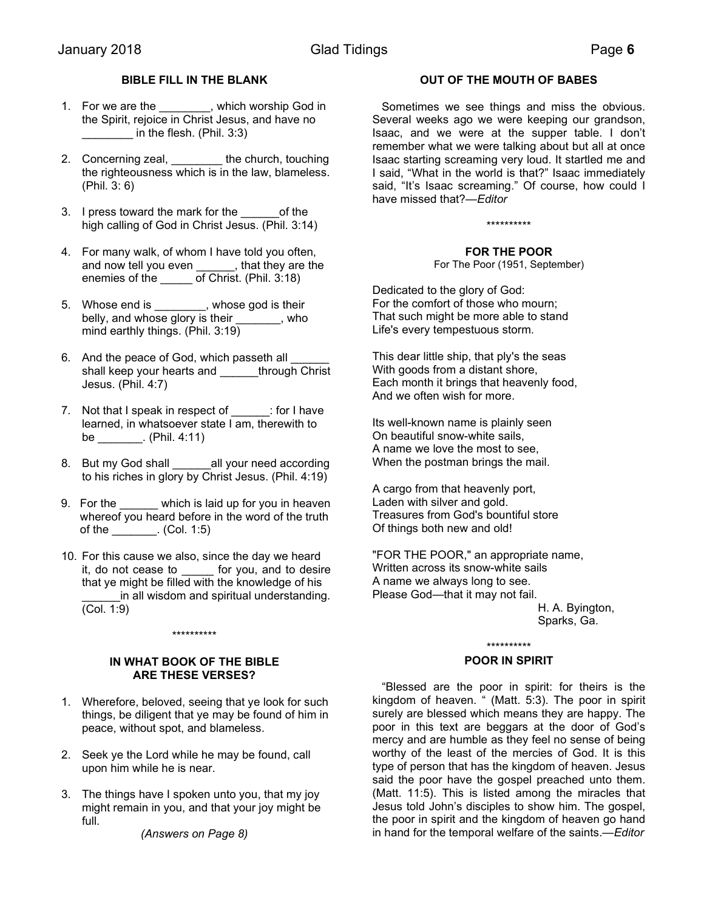### BIBLE FILL IN THE BLANK

1. For we are the ________, which worship God in the Spirit, rejoice in Christ Jesus, and have no ________ in the flesh. (Phil. 3:3)

2. Concerning zeal, ________ the church, touching the righteousness which is in the law, blameless. (Phil. 3: 6)

3. I press toward the mark for the ______of the high calling of God in Christ Jesus. (Phil. 3:14)

4. For many walk, of whom I have told you often, and now tell you even ______, that they are the enemies of the _____ of Christ. (Phil. 3:18)

5. Whose end is ________, whose god is their belly, and whose glory is their _______, who mind earthly things. (Phil. 3:19)

6. And the peace of God, which passeth all ______ shall keep your hearts and ______through Christ Jesus. (Phil. 4:7)

7. Not that I speak in respect of ______: for I have learned, in whatsoever state I am, therewith to be _______. (Phil. 4:11)

8. But my God shall ______all your need according to his riches in glory by Christ Jesus. (Phil. 4:19)

9. For the ______ which is laid up for you in heaven whereof you heard before in the word of the truth of the _______. (Col. 1:5)

10. For this cause we also, since the day we heard it, do not cease to _____ for you, and to desire that ye might be filled with the knowledge of his ______in all wisdom and spiritual understanding. (Col. 1:9)

**********

### IN WHAT BOOK OF THE BIBLE ARE THESE VERSES?

1. Wherefore, beloved, seeing that ye look for such things, be diligent that ye may be found of him in peace, without spot, and blameless.

2. Seek ye the Lord while he may be found, call upon him while he is near.

3. The things have I spoken unto you, that my joy might remain in you, and that your joy might be full.

*(Answers on Page 8)*

### OUT OF THE MOUTH OF BABES

Sometimes we see things and miss the obvious. Several weeks ago we were keeping our grandson, Isaac, and we were at the supper table. I don't remember what we were talking about but all at once Isaac starting screaming very loud. It startled me and I said, "What in the world is that?" Isaac immediately said, "It's Isaac screaming." Of course, how could I have missed that?—*Editor*

**********

### FOR THE POOR

For The Poor (1951, September)

Dedicated to the glory of God:
For the comfort of those who mourn;
That such might be more able to stand
Life's every tempestuous storm.

This dear little ship, that ply's the seas
With goods from a distant shore,
Each month it brings that heavenly food,
And we often wish for more.

Its well-known name is plainly seen
On beautiful snow-white sails,
A name we love the most to see,
When the postman brings the mail.

A cargo from that heavenly port,
Laden with silver and gold.
Treasures from God's bountiful store
Of things both new and old!

"FOR THE POOR," an appropriate name,
Written across its snow-white sails
A name we always long to see.
Please God—that it may not fail.

H. A. Byington,
Sparks, Ga.

**********

### POOR IN SPIRIT

"Blessed are the poor in spirit: for theirs is the kingdom of heaven. " (Matt. 5:3). The poor in spirit surely are blessed which means they are happy. The poor in this text are beggars at the door of God's mercy and are humble as they feel no sense of being worthy of the least of the mercies of God. It is this type of person that has the kingdom of heaven. Jesus said the poor have the gospel preached unto them. (Matt. 11:5). This is listed among the miracles that Jesus told John's disciples to show him. The gospel, the poor in spirit and the kingdom of heaven go hand in hand for the temporal welfare of the saints.—*Editor*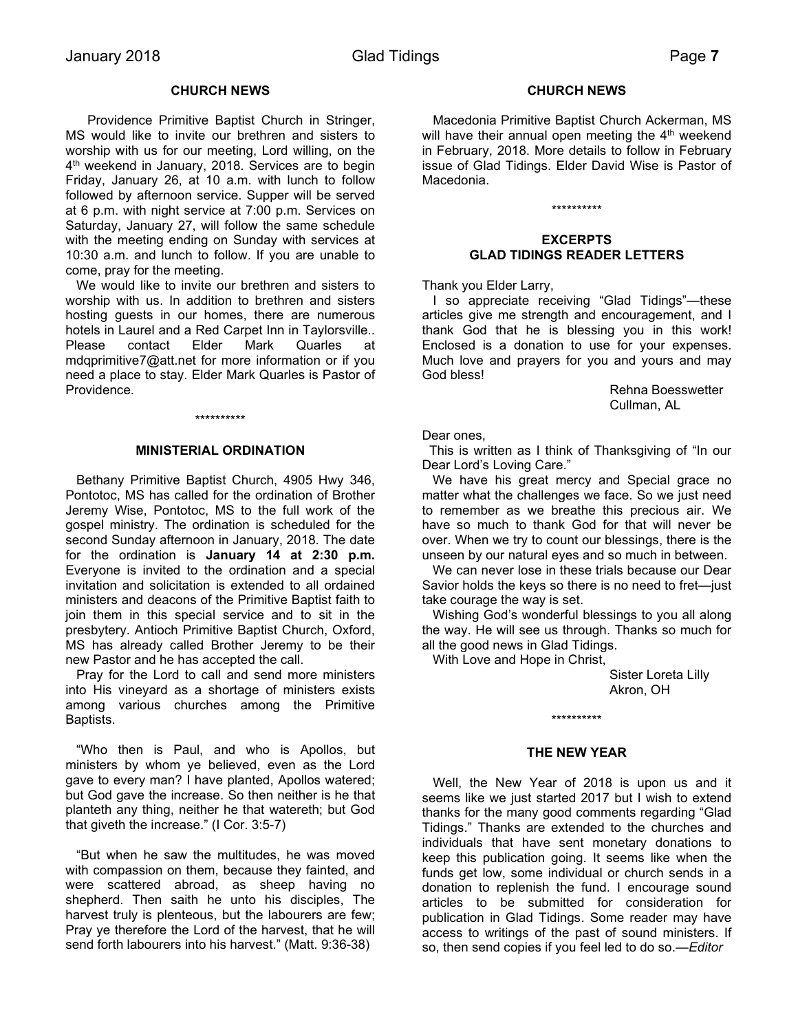## CHURCH NEWS

Providence Primitive Baptist Church in Stringer, MS would like to invite our brethren and sisters to worship with us for our meeting, Lord willing, on the 4th weekend in January, 2018. Services are to begin Friday, January 26, at 10 a.m. with lunch to follow followed by afternoon service. Supper will be served at 6 p.m. with night service at 7:00 p.m. Services on Saturday, January 27, will follow the same schedule with the meeting ending on Sunday with services at 10:30 a.m. and lunch to follow. If you are unable to come, pray for the meeting.

We would like to invite our brethren and sisters to worship with us. In addition to brethren and sisters hosting guests in our homes, there are numerous hotels in Laurel and a Red Carpet Inn in Taylorsville.. Please contact Elder Mark Quarles at mdqprimitive7@att.net for more information or if you need a place to stay. Elder Mark Quarles is Pastor of Providence.

**********

## MINISTERIAL ORDINATION

Bethany Primitive Baptist Church, 4905 Hwy 346, Pontotoc, MS has called for the ordination of Brother Jeremy Wise, Pontotoc, MS to the full work of the gospel ministry. The ordination is scheduled for the second Sunday afternoon in January, 2018. The date for the ordination is **January 14 at 2:30 p.m.** Everyone is invited to the ordination and a special invitation and solicitation is extended to all ordained ministers and deacons of the Primitive Baptist faith to join them in this special service and to sit in the presbytery. Antioch Primitive Baptist Church, Oxford, MS has already called Brother Jeremy to be their new Pastor and he has accepted the call.

Pray for the Lord to call and send more ministers into His vineyard as a shortage of ministers exists among various churches among the Primitive Baptists.

"Who then is Paul, and who is Apollos, but ministers by whom ye believed, even as the Lord gave to every man? I have planted, Apollos watered; but God gave the increase. So then neither is he that planteth any thing, neither he that watereth; but God that giveth the increase." (I Cor. 3:5-7)

"But when he saw the multitudes, he was moved with compassion on them, because they fainted, and were scattered abroad, as sheep having no shepherd. Then saith he unto his disciples, The harvest truly is plenteous, but the labourers are few; Pray ye therefore the Lord of the harvest, that he will send forth labourers into his harvest." (Matt. 9:36-38)

## CHURCH NEWS

Macedonia Primitive Baptist Church Ackerman, MS will have their annual open meeting the 4th weekend in February, 2018. More details to follow in February issue of Glad Tidings. Elder David Wise is Pastor of Macedonia.

**********

## EXCERPTS GLAD TIDINGS READER LETTERS

Thank you Elder Larry,

I so appreciate receiving "Glad Tidings"—these articles give me strength and encouragement, and I thank God that he is blessing you in this work! Enclosed is a donation to use for your expenses. Much love and prayers for you and yours and may God bless!

Rehna Boesswetter
Cullman, AL

Dear ones,

This is written as I think of Thanksgiving of "In our Dear Lord's Loving Care."

We have his great mercy and Special grace no matter what the challenges we face. So we just need to remember as we breathe this precious air. We have so much to thank God for that will never be over. When we try to count our blessings, there is the unseen by our natural eyes and so much in between.

We can never lose in these trials because our Dear Savior holds the keys so there is no need to fret—just take courage the way is set.

Wishing God's wonderful blessings to you all along the way. He will see us through. Thanks so much for all the good news in Glad Tidings.

With Love and Hope in Christ,

Sister Loreta Lilly
Akron, OH

**********

## THE NEW YEAR

Well, the New Year of 2018 is upon us and it seems like we just started 2017 but I wish to extend thanks for the many good comments regarding "Glad Tidings." Thanks are extended to the churches and individuals that have sent monetary donations to keep this publication going. It seems like when the funds get low, some individual or church sends in a donation to replenish the fund. I encourage sound articles to be submitted for consideration for publication in Glad Tidings. Some reader may have access to writings of the past of sound ministers. If so, then send copies if you feel led to do so.—*Editor*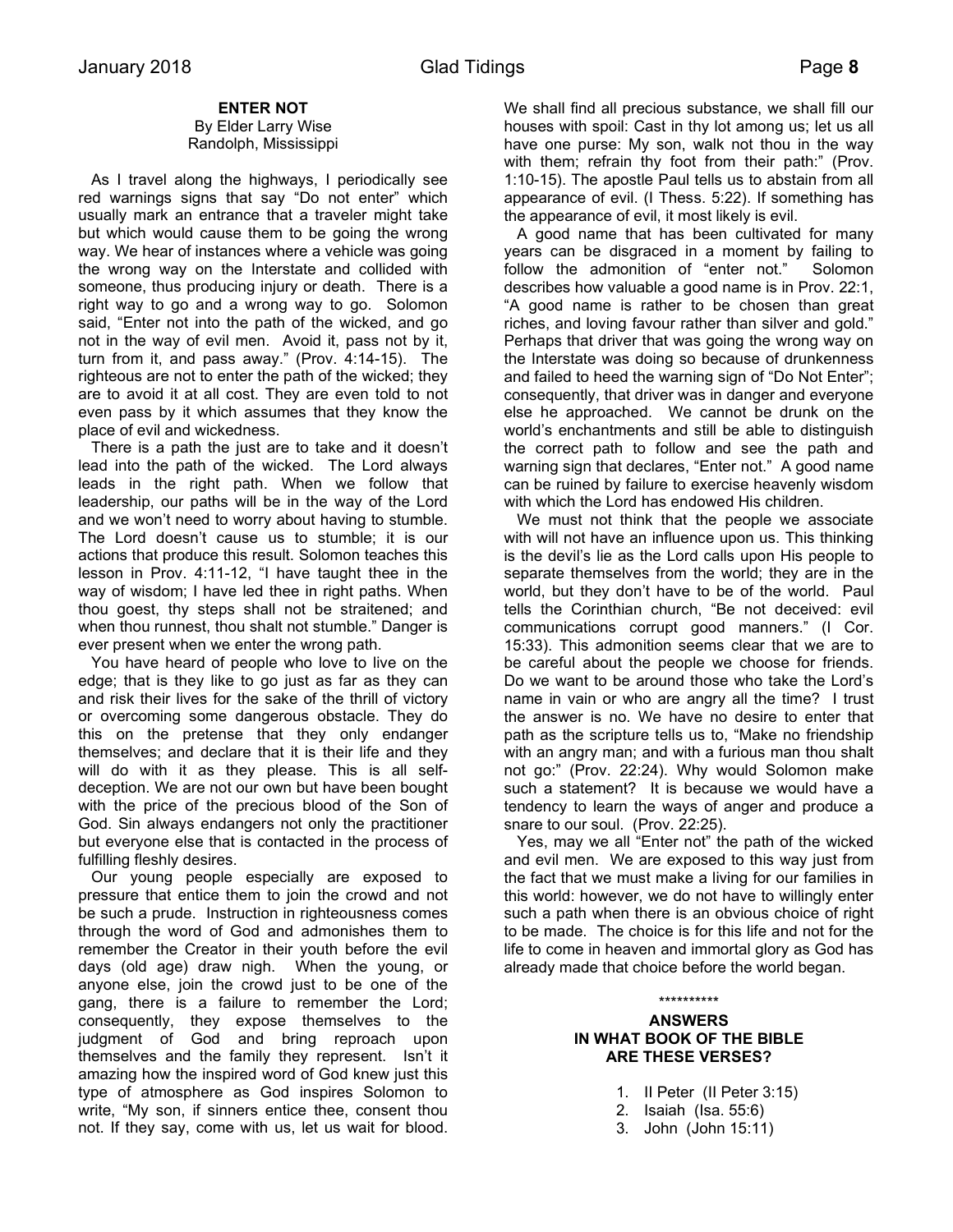## ENTER NOT

By Elder Larry Wise
Randolph, Mississippi

As I travel along the highways, I periodically see red warnings signs that say "Do not enter" which usually mark an entrance that a traveler might take but which would cause them to be going the wrong way. We hear of instances where a vehicle was going the wrong way on the Interstate and collided with someone, thus producing injury or death. There is a right way to go and a wrong way to go. Solomon said, "Enter not into the path of the wicked, and go not in the way of evil men. Avoid it, pass not by it, turn from it, and pass away." (Prov. 4:14-15). The righteous are not to enter the path of the wicked; they are to avoid it at all cost. They are even told to not even pass by it which assumes that they know the place of evil and wickedness.

There is a path the just are to take and it doesn't lead into the path of the wicked. The Lord always leads in the right path. When we follow that leadership, our paths will be in the way of the Lord and we won't need to worry about having to stumble. The Lord doesn't cause us to stumble; it is our actions that produce this result. Solomon teaches this lesson in Prov. 4:11-12, "I have taught thee in the way of wisdom; I have led thee in right paths. When thou goest, thy steps shall not be straitened; and when thou runnest, thou shalt not stumble." Danger is ever present when we enter the wrong path.

You have heard of people who love to live on the edge; that is they like to go just as far as they can and risk their lives for the sake of the thrill of victory or overcoming some dangerous obstacle. They do this on the pretense that they only endanger themselves; and declare that it is their life and they will do with it as they please. This is all self-deception. We are not our own but have been bought with the price of the precious blood of the Son of God. Sin always endangers not only the practitioner but everyone else that is contacted in the process of fulfilling fleshly desires.

Our young people especially are exposed to pressure that entice them to join the crowd and not be such a prude. Instruction in righteousness comes through the word of God and admonishes them to remember the Creator in their youth before the evil days (old age) draw nigh. When the young, or anyone else, join the crowd just to be one of the gang, there is a failure to remember the Lord; consequently, they expose themselves to the judgment of God and bring reproach upon themselves and the family they represent. Isn't it amazing how the inspired word of God knew just this type of atmosphere as God inspires Solomon to write, "My son, if sinners entice thee, consent thou not. If they say, come with us, let us wait for blood. We shall find all precious substance, we shall fill our houses with spoil: Cast in thy lot among us; let us all have one purse: My son, walk not thou in the way with them; refrain thy foot from their path:" (Prov. 1:10-15). The apostle Paul tells us to abstain from all appearance of evil. (I Thess. 5:22). If something has the appearance of evil, it most likely is evil.

A good name that has been cultivated for many years can be disgraced in a moment by failing to follow the admonition of "enter not." Solomon describes how valuable a good name is in Prov. 22:1, "A good name is rather to be chosen than great riches, and loving favour rather than silver and gold." Perhaps that driver that was going the wrong way on the Interstate was doing so because of drunkenness and failed to heed the warning sign of "Do Not Enter"; consequently, that driver was in danger and everyone else he approached. We cannot be drunk on the world's enchantments and still be able to distinguish the correct path to follow and see the path and warning sign that declares, "Enter not." A good name can be ruined by failure to exercise heavenly wisdom with which the Lord has endowed His children.

We must not think that the people we associate with will not have an influence upon us. This thinking is the devil's lie as the Lord calls upon His people to separate themselves from the world; they are in the world, but they don't have to be of the world. Paul tells the Corinthian church, "Be not deceived: evil communications corrupt good manners." (I Cor. 15:33). This admonition seems clear that we are to be careful about the people we choose for friends. Do we want to be around those who take the Lord's name in vain or who are angry all the time? I trust the answer is no. We have no desire to enter that path as the scripture tells us to, "Make no friendship with an angry man; and with a furious man thou shalt not go:" (Prov. 22:24). Why would Solomon make such a statement? It is because we would have a tendency to learn the ways of anger and produce a snare to our soul. (Prov. 22:25).

Yes, may we all "Enter not" the path of the wicked and evil men. We are exposed to this way just from the fact that we must make a living for our families in this world: however, we do not have to willingly enter such a path when there is an obvious choice of right to be made. The choice is for this life and not for the life to come in heaven and immortal glory as God has already made that choice before the world began.

**********

## ANSWERS
## IN WHAT BOOK OF THE BIBLE ARE THESE VERSES?

1. II Peter (II Peter 3:15)
2. Isaiah (Isa. 55:6)
3. John (John 15:11)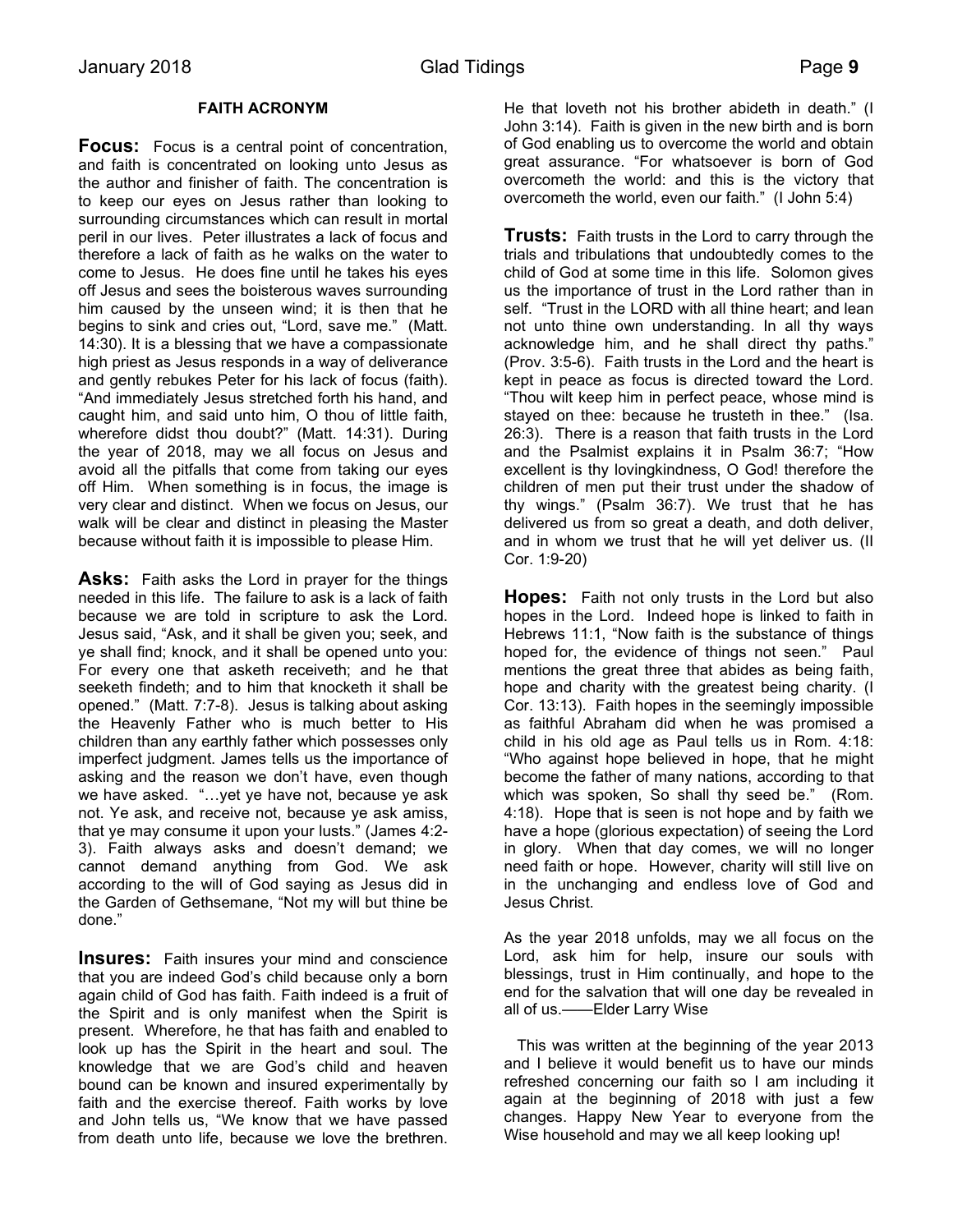## FAITH ACRONYM

**Focus:** Focus is a central point of concentration, and faith is concentrated on looking unto Jesus as the author and finisher of faith. The concentration is to keep our eyes on Jesus rather than looking to surrounding circumstances which can result in mortal peril in our lives. Peter illustrates a lack of focus and therefore a lack of faith as he walks on the water to come to Jesus. He does fine until he takes his eyes off Jesus and sees the boisterous waves surrounding him caused by the unseen wind; it is then that he begins to sink and cries out, "Lord, save me." (Matt. 14:30). It is a blessing that we have a compassionate high priest as Jesus responds in a way of deliverance and gently rebukes Peter for his lack of focus (faith). "And immediately Jesus stretched forth his hand, and caught him, and said unto him, O thou of little faith, wherefore didst thou doubt?" (Matt. 14:31). During the year of 2018, may we all focus on Jesus and avoid all the pitfalls that come from taking our eyes off Him. When something is in focus, the image is very clear and distinct. When we focus on Jesus, our walk will be clear and distinct in pleasing the Master because without faith it is impossible to please Him.

**Asks:** Faith asks the Lord in prayer for the things needed in this life. The failure to ask is a lack of faith because we are told in scripture to ask the Lord. Jesus said, "Ask, and it shall be given you; seek, and ye shall find; knock, and it shall be opened unto you: For every one that asketh receiveth; and he that seeketh findeth; and to him that knocketh it shall be opened." (Matt. 7:7-8). Jesus is talking about asking the Heavenly Father who is much better to His children than any earthly father which possesses only imperfect judgment. James tells us the importance of asking and the reason we don't have, even though we have asked. "…yet ye have not, because ye ask not. Ye ask, and receive not, because ye ask amiss, that ye may consume it upon your lusts." (James 4:2-3). Faith always asks and doesn't demand; we cannot demand anything from God. We ask according to the will of God saying as Jesus did in the Garden of Gethsemane, "Not my will but thine be done."

**Insures:** Faith insures your mind and conscience that you are indeed God's child because only a born again child of God has faith. Faith indeed is a fruit of the Spirit and is only manifest when the Spirit is present. Wherefore, he that has faith and enabled to look up has the Spirit in the heart and soul. The knowledge that we are God's child and heaven bound can be known and insured experimentally by faith and the exercise thereof. Faith works by love and John tells us, "We know that we have passed from death unto life, because we love the brethren. He that loveth not his brother abideth in death." (I John 3:14). Faith is given in the new birth and is born of God enabling us to overcome the world and obtain great assurance. "For whatsoever is born of God overcometh the world: and this is the victory that overcometh the world, even our faith." (I John 5:4)

**Trusts:** Faith trusts in the Lord to carry through the trials and tribulations that undoubtedly comes to the child of God at some time in this life. Solomon gives us the importance of trust in the Lord rather than in self. "Trust in the LORD with all thine heart; and lean not unto thine own understanding. In all thy ways acknowledge him, and he shall direct thy paths." (Prov. 3:5-6). Faith trusts in the Lord and the heart is kept in peace as focus is directed toward the Lord. "Thou wilt keep him in perfect peace, whose mind is stayed on thee: because he trusteth in thee." (Isa. 26:3). There is a reason that faith trusts in the Lord and the Psalmist explains it in Psalm 36:7; "How excellent is thy lovingkindness, O God! therefore the children of men put their trust under the shadow of thy wings." (Psalm 36:7). We trust that he has delivered us from so great a death, and doth deliver, and in whom we trust that he will yet deliver us. (II Cor. 1:9-20)

**Hopes:** Faith not only trusts in the Lord but also hopes in the Lord. Indeed hope is linked to faith in Hebrews 11:1, "Now faith is the substance of things hoped for, the evidence of things not seen." Paul mentions the great three that abides as being faith, hope and charity with the greatest being charity. (I Cor. 13:13). Faith hopes in the seemingly impossible as faithful Abraham did when he was promised a child in his old age as Paul tells us in Rom. 4:18: "Who against hope believed in hope, that he might become the father of many nations, according to that which was spoken, So shall thy seed be." (Rom. 4:18). Hope that is seen is not hope and by faith we have a hope (glorious expectation) of seeing the Lord in glory. When that day comes, we will no longer need faith or hope. However, charity will still live on in the unchanging and endless love of God and Jesus Christ.

As the year 2018 unfolds, may we all focus on the Lord, ask him for help, insure our souls with blessings, trust in Him continually, and hope to the end for the salvation that will one day be revealed in all of us.——Elder Larry Wise

This was written at the beginning of the year 2013 and I believe it would benefit us to have our minds refreshed concerning our faith so I am including it again at the beginning of 2018 with just a few changes. Happy New Year to everyone from the Wise household and may we all keep looking up!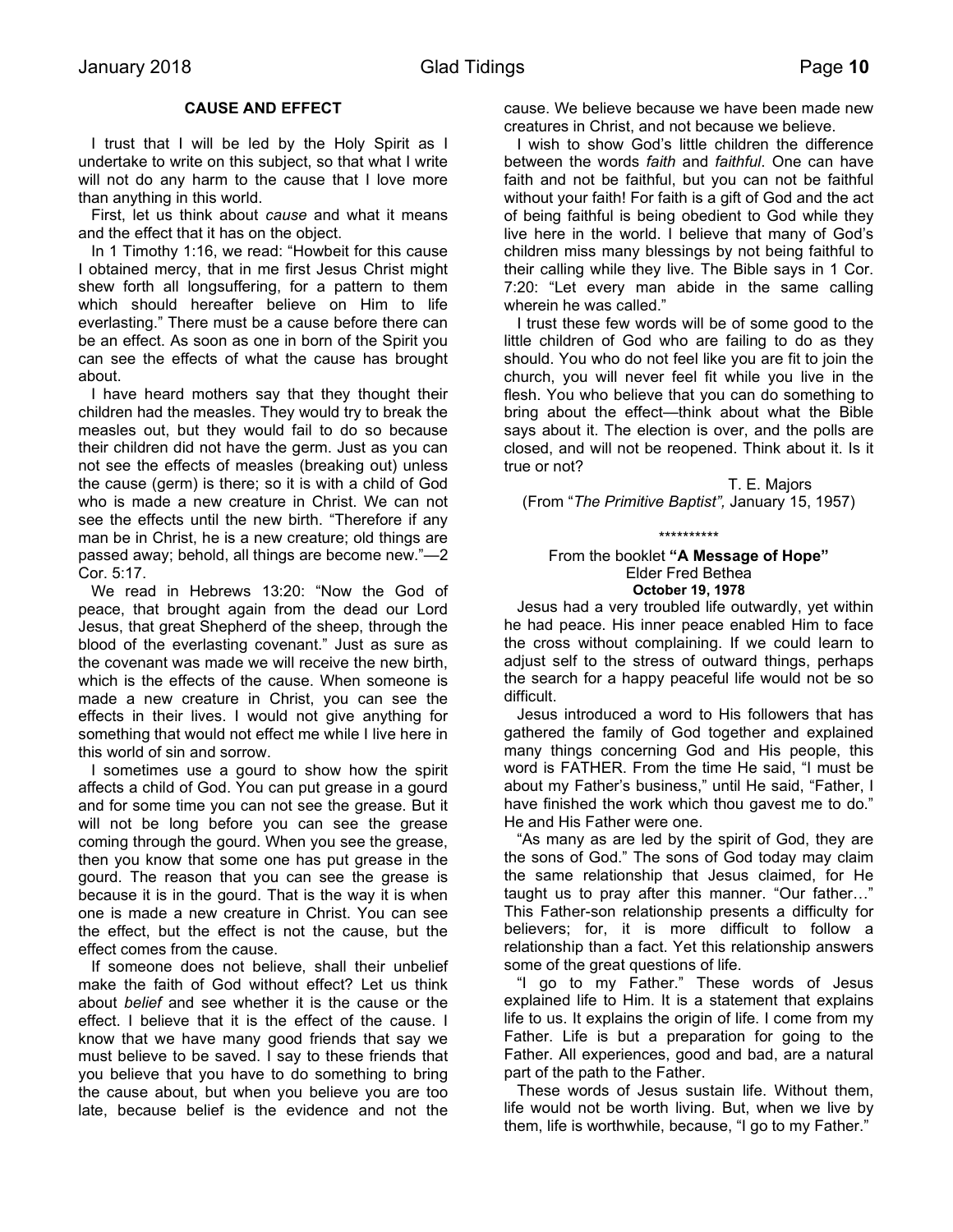## CAUSE AND EFFECT

I trust that I will be led by the Holy Spirit as I undertake to write on this subject, so that what I write will not do any harm to the cause that I love more than anything in this world.

First, let us think about *cause* and what it means and the effect that it has on the object.

In 1 Timothy 1:16, we read: "Howbeit for this cause I obtained mercy, that in me first Jesus Christ might shew forth all longsuffering, for a pattern to them which should hereafter believe on Him to life everlasting." There must be a cause before there can be an effect. As soon as one in born of the Spirit you can see the effects of what the cause has brought about.

I have heard mothers say that they thought their children had the measles. They would try to break the measles out, but they would fail to do so because their children did not have the germ. Just as you can not see the effects of measles (breaking out) unless the cause (germ) is there; so it is with a child of God who is made a new creature in Christ. We can not see the effects until the new birth. "Therefore if any man be in Christ, he is a new creature; old things are passed away; behold, all things are become new."—2 Cor. 5:17.

We read in Hebrews 13:20: "Now the God of peace, that brought again from the dead our Lord Jesus, that great Shepherd of the sheep, through the blood of the everlasting covenant." Just as sure as the covenant was made we will receive the new birth, which is the effects of the cause. When someone is made a new creature in Christ, you can see the effects in their lives. I would not give anything for something that would not effect me while I live here in this world of sin and sorrow.

I sometimes use a gourd to show how the spirit affects a child of God. You can put grease in a gourd and for some time you can not see the grease. But it will not be long before you can see the grease coming through the gourd. When you see the grease, then you know that some one has put grease in the gourd. The reason that you can see the grease is because it is in the gourd. That is the way it is when one is made a new creature in Christ. You can see the effect, but the effect is not the cause, but the effect comes from the cause.

If someone does not believe, shall their unbelief make the faith of God without effect? Let us think about *belief* and see whether it is the cause or the effect. I believe that it is the effect of the cause. I know that we have many good friends that say we must believe to be saved. I say to these friends that you believe that you have to do something to bring the cause about, but when you believe you are too late, because belief is the evidence and not the cause. We believe because we have been made new creatures in Christ, and not because we believe.

I wish to show God's little children the difference between the words *faith* and *faithful*. One can have faith and not be faithful, but you can not be faithful without your faith! For faith is a gift of God and the act of being faithful is being obedient to God while they live here in the world. I believe that many of God's children miss many blessings by not being faithful to their calling while they live. The Bible says in 1 Cor. 7:20: "Let every man abide in the same calling wherein he was called."

I trust these few words will be of some good to the little children of God who are failing to do as they should. You who do not feel like you are fit to join the church, you will never feel fit while you live in the flesh. You who believe that you can do something to bring about the effect—think about what the Bible says about it. The election is over, and the polls are closed, and will not be reopened. Think about it. Is it true or not?

T. E. Majors
(From "*The Primitive Baptist",* January 15, 1957)

**********

From the booklet **"A Message of Hope"**
Elder Fred Bethea
**October 19, 1978**

Jesus had a very troubled life outwardly, yet within he had peace. His inner peace enabled Him to face the cross without complaining. If we could learn to adjust self to the stress of outward things, perhaps the search for a happy peaceful life would not be so difficult.

Jesus introduced a word to His followers that has gathered the family of God together and explained many things concerning God and His people, this word is FATHER. From the time He said, "I must be about my Father's business," until He said, "Father, I have finished the work which thou gavest me to do." He and His Father were one.

"As many as are led by the spirit of God, they are the sons of God." The sons of God today may claim the same relationship that Jesus claimed, for He taught us to pray after this manner. "Our father…" This Father-son relationship presents a difficulty for believers; for, it is more difficult to follow a relationship than a fact. Yet this relationship answers some of the great questions of life.

"I go to my Father." These words of Jesus explained life to Him. It is a statement that explains life to us. It explains the origin of life. I come from my Father. Life is but a preparation for going to the Father. All experiences, good and bad, are a natural part of the path to the Father.

These words of Jesus sustain life. Without them, life would not be worth living. But, when we live by them, life is worthwhile, because, "I go to my Father."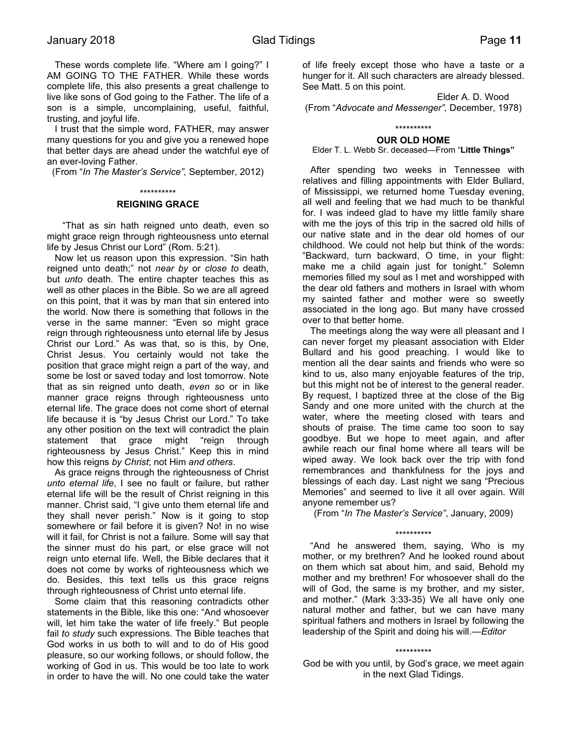These words complete life. "Where am I going?" I AM GOING TO THE FATHER. While these words complete life, this also presents a great challenge to live like sons of God going to the Father. The life of a son is a simple, uncomplaining, useful, faithful, trusting, and joyful life.

I trust that the simple word, FATHER, may answer many questions for you and give you a renewed hope that better days are ahead under the watchful eye of an ever-loving Father.

(From "*In The Master's Service",* September, 2012)

\*\*\*\*\*\*\*\*\*\*

## REIGNING GRACE

"That as sin hath reigned unto death, even so might grace reign through righteousness unto eternal life by Jesus Christ our Lord" (Rom. 5:21).

Now let us reason upon this expression. "Sin hath reigned unto death;" not *near by* or *close to* death, but *unto* death. The entire chapter teaches this as well as other places in the Bible. So we are all agreed on this point, that it was by man that sin entered into the world. Now there is something that follows in the verse in the same manner: "Even so might grace reign through righteousness unto eternal life by Jesus Christ our Lord." As was that, so is this, by One, Christ Jesus. You certainly would not take the position that grace might reign a part of the way, and some be lost or saved today and lost tomorrow. Note that as sin reigned unto death, *even so* or in like manner grace reigns through righteousness unto eternal life. The grace does not come short of eternal life because it is "by Jesus Christ our Lord." To take any other position on the text will contradict the plain statement that grace might "reign through righteousness by Jesus Christ." Keep this in mind how this reigns *by Christ*; not Him *and others*.

As grace reigns through the righteousness of Christ *unto eternal life*, I see no fault or failure, but rather eternal life will be the result of Christ reigning in this manner. Christ said, "I give unto them eternal life and they shall never perish." Now is it going to stop somewhere or fail before it is given? No! in no wise will it fail, for Christ is not a failure. Some will say that the sinner must do his part, or else grace will not reign unto eternal life. Well, the Bible declares that it does not come by works of righteousness which we do. Besides, this text tells us this grace reigns through righteousness of Christ unto eternal life.

Some claim that this reasoning contradicts other statements in the Bible, like this one: "And whosoever will, let him take the water of life freely." But people fail *to study* such expressions. The Bible teaches that God works in us both to will and to do of His good pleasure, so our working follows, or should follow, the working of God in us. This would be too late to work in order to have the will. No one could take the water of life freely except those who have a taste or a hunger for it. All such characters are already blessed. See Matt. 5 on this point.

Elder A. D. Wood

(From "*Advocate and Messenger",* December, 1978)

\*\*\*\*\*\*\*\*\*\*

## OUR OLD HOME

Elder T. L. Webb Sr. deceased—From "**Little Things"**

After spending two weeks in Tennessee with relatives and filling appointments with Elder Bullard, of Mississippi, we returned home Tuesday evening, all well and feeling that we had much to be thankful for. I was indeed glad to have my little family share with me the joys of this trip in the sacred old hills of our native state and in the dear old homes of our childhood. We could not help but think of the words: "Backward, turn backward, O time, in your flight: make me a child again just for tonight." Solemn memories filled my soul as I met and worshipped with the dear old fathers and mothers in Israel with whom my sainted father and mother were so sweetly associated in the long ago. But many have crossed over to that better home.

The meetings along the way were all pleasant and I can never forget my pleasant association with Elder Bullard and his good preaching. I would like to mention all the dear saints and friends who were so kind to us, also many enjoyable features of the trip, but this might not be of interest to the general reader. By request, I baptized three at the close of the Big Sandy and one more united with the church at the water, where the meeting closed with tears and shouts of praise. The time came too soon to say goodbye. But we hope to meet again, and after awhile reach our final home where all tears will be wiped away. We look back over the trip with fond remembrances and thankfulness for the joys and blessings of each day. Last night we sang "Precious Memories" and seemed to live it all over again. Will anyone remember us?

(From "*In The Master's Service"*, January, 2009)

\*\*\*\*\*\*\*\*\*\*

"And he answered them, saying, Who is my mother, or my brethren? And he looked round about on them which sat about him, and said, Behold my mother and my brethren! For whosoever shall do the will of God, the same is my brother, and my sister, and mother." (Mark 3:33-35) We all have only one natural mother and father, but we can have many spiritual fathers and mothers in Israel by following the leadership of the Spirit and doing his will.—*Editor*

\*\*\*\*\*\*\*\*\*\*

God be with you until, by God's grace, we meet again in the next Glad Tidings.